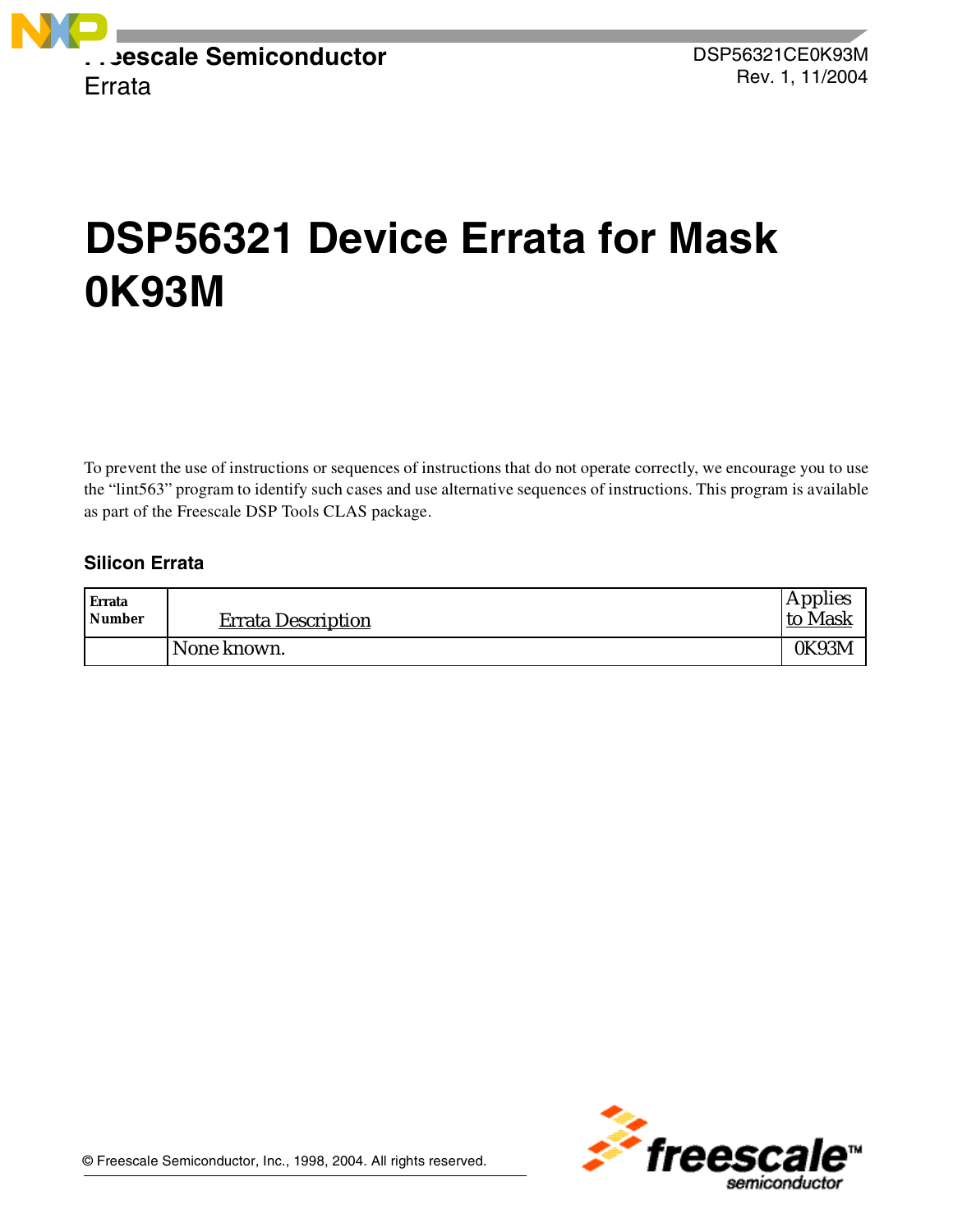Freescale Semiconductor
Errata

DSP56321CE0K93M
Rev. 1, 11/2004

# DSP56321 Device Errata for Mask 0K93M

To prevent the use of instructions or sequences of instructions that do not operate correctly, we encourage you to use the “lint563” program to identify such cases and use alternative sequences of instructions. This program is available as part of the Freescale DSP Tools CLAS package.

## Silicon Errata

| Errata Number | Errata Description | Applies to Mask |
|---|---|---|
| | None known. | 0K93M |

© Freescale Semiconductor, Inc., 1998, 2004. All rights reserved.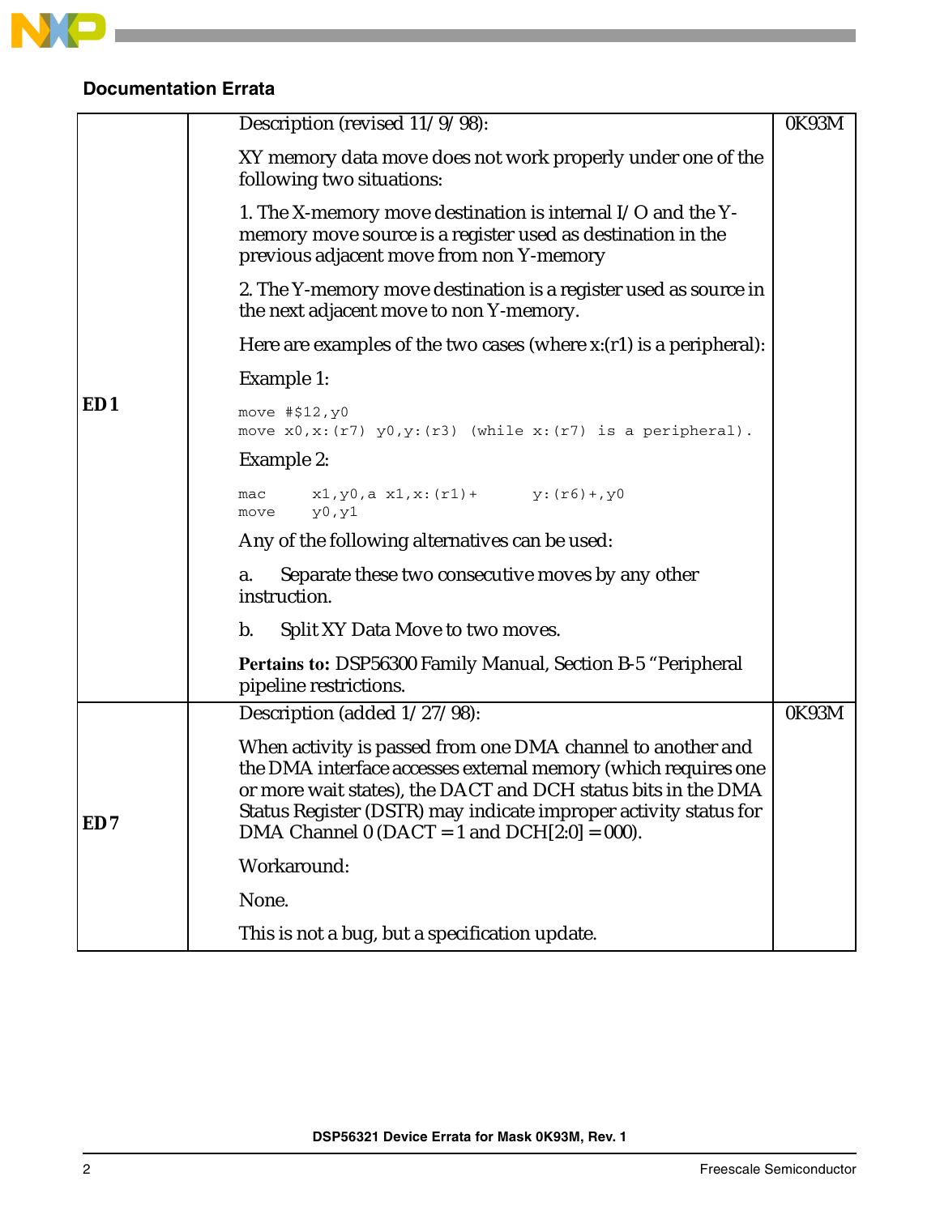## Documentation Errata

| | | |
|---|---|---|
| ED1 | Description (revised 11/9/98):<br><br>XY memory data move does not work properly under one of the following two situations:<br><br>1. The X-memory move destination is internal I/O and the Y-memory move source is a register used as destination in the previous adjacent move from non Y-memory<br><br>2. The Y-memory move destination is a register used as source in the next adjacent move to non Y-memory.<br><br>Here are examples of the two cases (where x:(r1) is a peripheral):<br><br>Example 1:<br><br>`move #$12,y0`<br>`move x0,x:(r7) y0,y:(r3) (while x:(r7) is a peripheral).`<br><br>Example 2:<br><br>`mac      x1,y0,a x1,x:(r1)+      y:(r6)+,y0`<br>`move     y0,y1`<br><br>Any of the following alternatives can be used:<br><br>a. Separate these two consecutive moves by any other instruction.<br><br>b. Split XY Data Move to two moves.<br><br>**Pertains to:** DSP56300 Family Manual, Section B-5 "Peripheral pipeline restrictions. | 0K93M |
| ED7 | Description (added 1/27/98):<br><br>When activity is passed from one DMA channel to another and the DMA interface accesses external memory (which requires one or more wait states), the DACT and DCH status bits in the DMA Status Register (DSTR) may indicate improper activity status for DMA Channel 0 (DACT = 1 and DCH[2:0] = 000).<br><br>Workaround:<br><br>None.<br><br>This is not a bug, but a specification update. | 0K93M |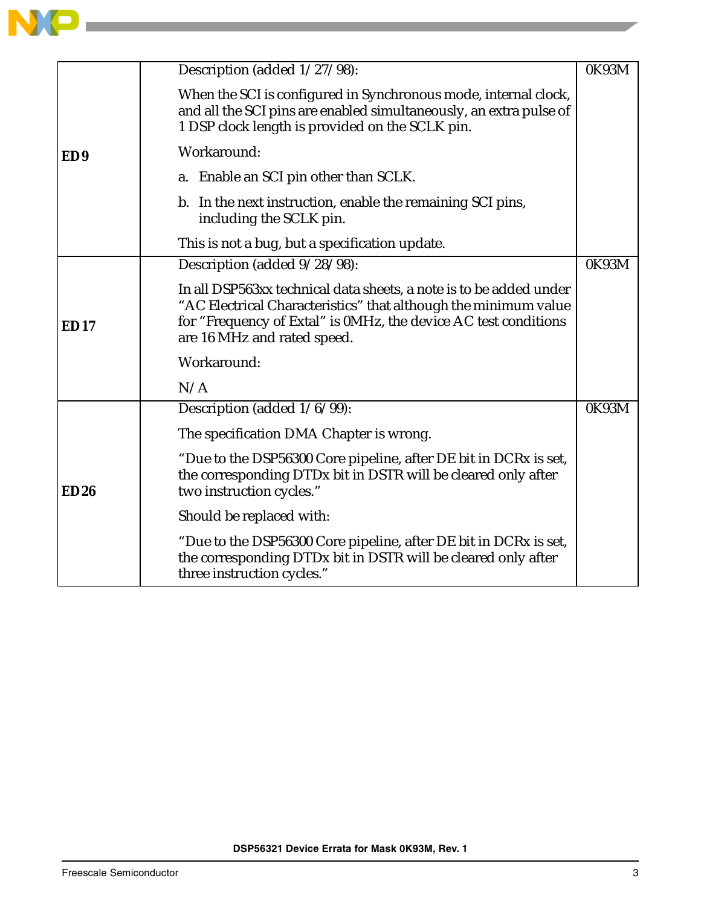| | | |
|---|---|---|
| **ED 9** | Description (added 1/27/98):<br><br>When the SCI is configured in Synchronous mode, internal clock, and all the SCI pins are enabled simultaneously, an extra pulse of 1 DSP clock length is provided on the SCLK pin.<br><br>Workaround:<br><br>a. Enable an SCI pin other than SCLK.<br><br>b. In the next instruction, enable the remaining SCI pins, including the SCLK pin.<br><br>This is not a bug, but a specification update. | 0K93M |
| **ED 17** | Description (added 9/28/98):<br><br>In all DSP563xx technical data sheets, a note is to be added under “AC Electrical Characteristics” that although the minimum value for “Frequency of Extal” is 0MHz, the device AC test conditions are 16 MHz and rated speed.<br><br>Workaround:<br><br>N/A | 0K93M |
| **ED 26** | Description (added 1/6/99):<br><br>The specification DMA Chapter is wrong.<br><br>“Due to the DSP56300 Core pipeline, after DE bit in DCRx is set, the corresponding DTDx bit in DSTR will be cleared only after two instruction cycles.”<br><br>Should be replaced with:<br><br>“Due to the DSP56300 Core pipeline, after DE bit in DCRx is set, the corresponding DTDx bit in DSTR will be cleared only after three instruction cycles.” | 0K93M |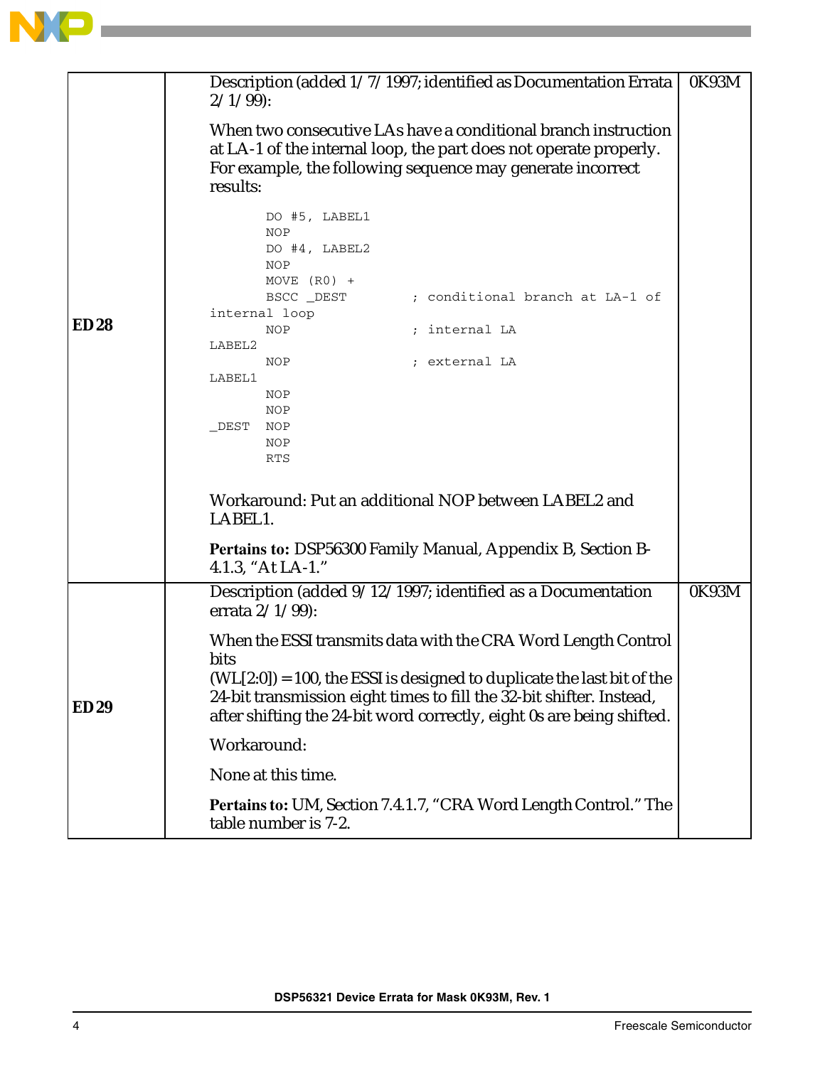| | | |
|---|---|---|
| **ED 28** | Description (added 1/7/1997; identified as Documentation Errata 2/1/99):<br><br>When two consecutive LAs have a conditional branch instruction at LA-1 of the internal loop, the part does not operate properly. For example, the following sequence may generate incorrect results:<br><br>`        DO #5, LABEL1`<br>`        NOP`<br>`        DO #4, LABEL2`<br>`        NOP`<br>`        MOVE (R0) +`<br>`        BSCC _DEST        ; conditional branch at LA-1 of internal loop`<br>`        NOP               ; internal LA`<br>`LABEL2`<br>`        NOP               ; external LA`<br>`LABEL1`<br>`        NOP`<br>`        NOP`<br>`_DEST   NOP`<br>`        NOP`<br>`        RTS`<br><br>Workaround: Put an additional NOP between LABEL2 and LABEL1.<br><br>**Pertains to:** DSP56300 Family Manual, Appendix B, Section B-4.1.3, "At LA-1." | 0K93M |
| **ED 29** | Description (added 9/12/1997; identified as a Documentation errata 2/1/99):<br><br>When the ESSI transmits data with the CRA Word Length Control bits<br>(WL[2:0]) = 100, the ESSI is designed to duplicate the last bit of the 24-bit transmission eight times to fill the 32-bit shifter. Instead, after shifting the 24-bit word correctly, eight 0s are being shifted.<br><br>Workaround:<br><br>None at this time.<br><br>**Pertains to:** UM, Section 7.4.1.7, "CRA Word Length Control." The table number is 7-2. | 0K93M |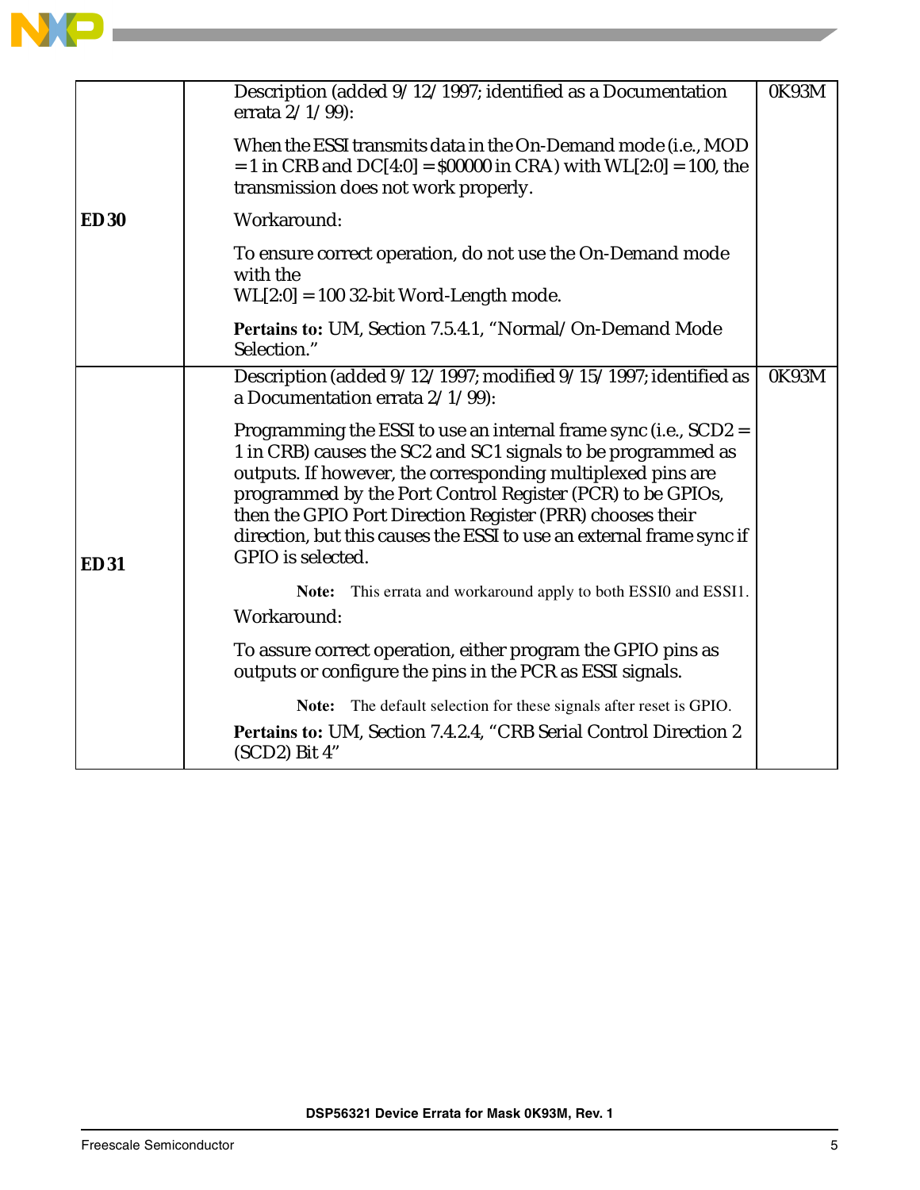| | | |
|---|---|---|
| **ED 30** | Description (added 9/12/1997; identified as a Documentation errata 2/1/99):<br><br>When the ESSI transmits data in the On-Demand mode (i.e., MOD = 1 in CRB and DC[4:0] = $00000 in CRA) with WL[2:0] = 100, the transmission does not work properly.<br><br>Workaround:<br><br>To ensure correct operation, do not use the On-Demand mode with the WL[2:0] = 100 32-bit Word-Length mode.<br><br>**Pertains to:** UM, Section 7.5.4.1, "Normal/On-Demand Mode Selection." | 0K93M |
| **ED 31** | Description (added 9/12/1997; modified 9/15/1997; identified as a Documentation errata 2/1/99):<br><br>Programming the ESSI to use an internal frame sync (i.e., SCD2 = 1 in CRB) causes the SC2 and SC1 signals to be programmed as outputs. If however, the corresponding multiplexed pins are programmed by the Port Control Register (PCR) to be GPIOs, then the GPIO Port Direction Register (PRR) chooses their direction, but this causes the ESSI to use an external frame sync if GPIO is selected.<br><br>**Note:** This errata and workaround apply to both ESSI0 and ESSI1.<br><br>Workaround:<br><br>To assure correct operation, either program the GPIO pins as outputs or configure the pins in the PCR as ESSI signals.<br><br>**Note:** The default selection for these signals after reset is GPIO.<br><br>**Pertains to:** UM, Section 7.4.2.4, "CRB Serial Control Direction 2 (SCD2) Bit 4" | 0K93M |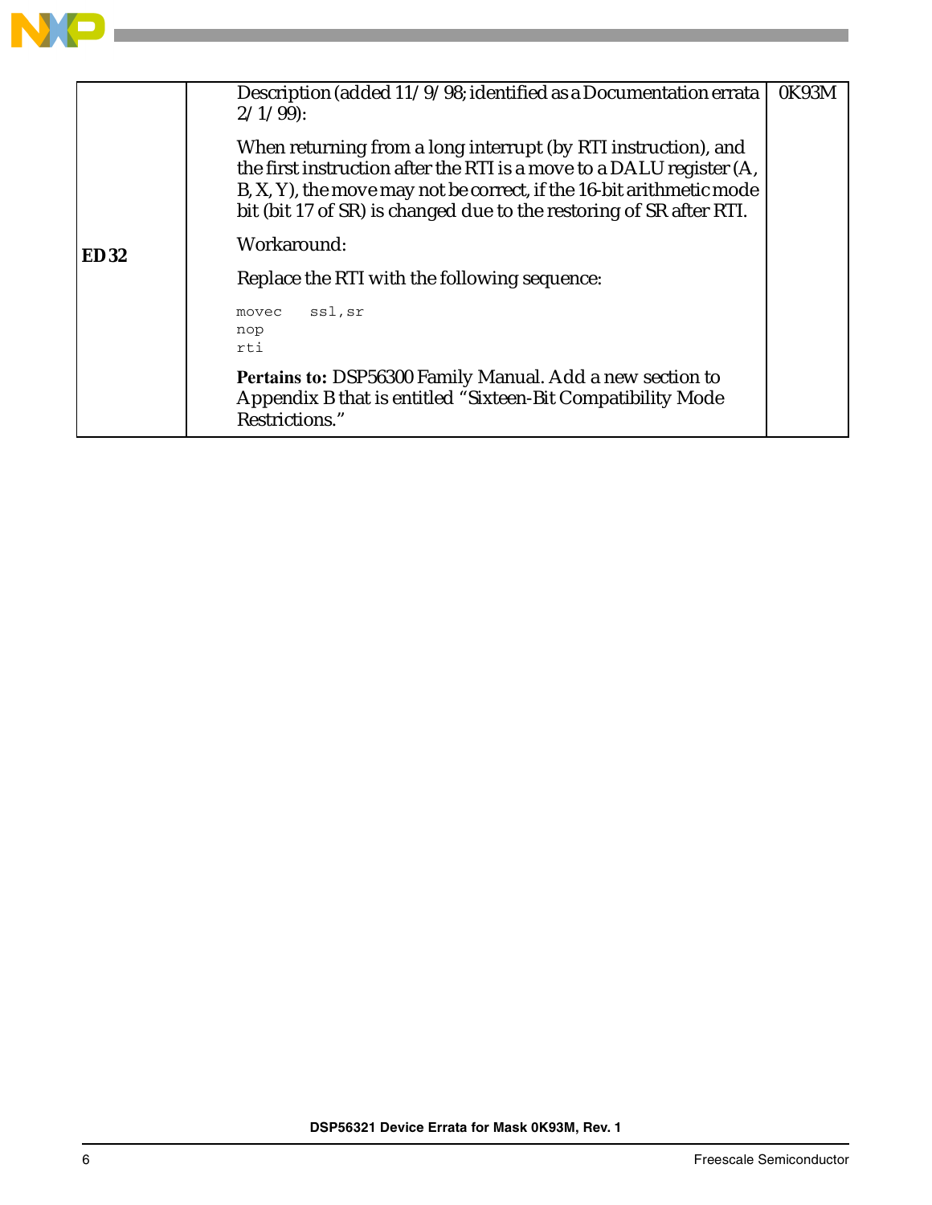| | | |
|---|---|---|
| **ED 32** | Description (added 11/9/98; identified as a Documentation errata 2/1/99):<br><br>When returning from a long interrupt (by RTI instruction), and the first instruction after the RTI is a move to a DALU register (A, B, X, Y), the move may not be correct, if the 16-bit arithmetic mode bit (bit 17 of SR) is changed due to the restoring of SR after RTI.<br><br>Workaround:<br><br>Replace the RTI with the following sequence:<br><br>`movec   ssl,sr`<br>`nop`<br>`rti`<br><br>**Pertains to:** DSP56300 Family Manual. Add a new section to Appendix B that is entitled "Sixteen-Bit Compatibility Mode Restrictions." | 0K93M |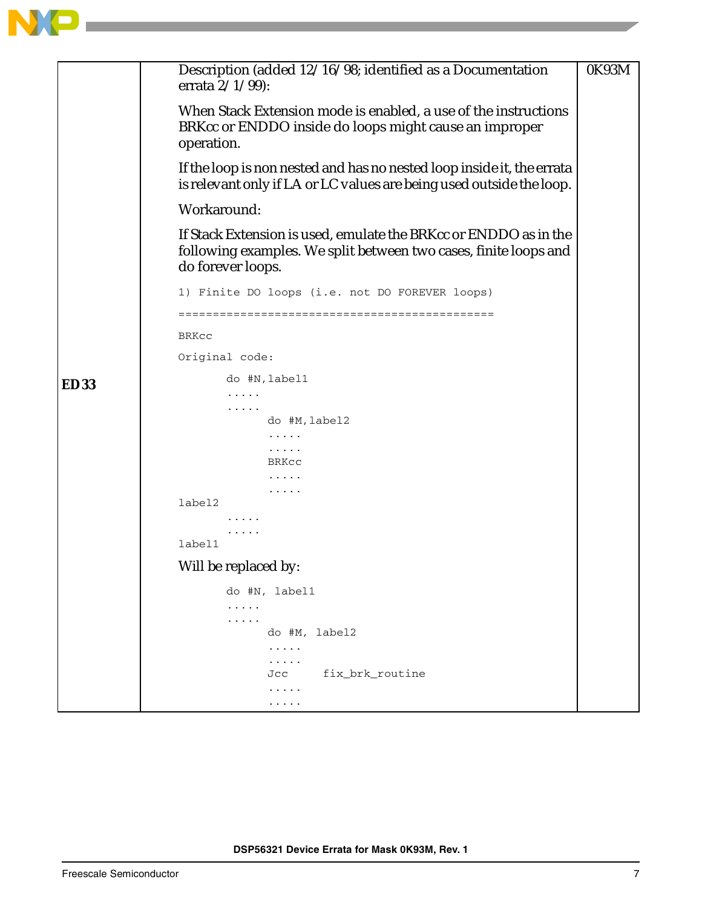| | | |
|---|---|---|
| **ED 33** | Description (added 12/16/98; identified as a Documentation errata 2/1/99):<br><br>When Stack Extension mode is enabled, a use of the instructions BRKcc or ENDDO inside do loops might cause an improper operation.<br><br>If the loop is non nested and has no nested loop inside it, the errata is relevant only if LA or LC values are being used outside the loop.<br><br>Workaround:<br><br>If Stack Extension is used, emulate the BRKcc or ENDDO as in the following examples. We split between two cases, finite loops and do forever loops. | 0K93M |

```
1) Finite DO loops (i.e. not DO FOREVER loops)
==============================================

BRKcc

Original code:

        do #N,label1
        .....
        .....
                do #M,label2
                .....
                .....
                BRKcc
                .....
                .....
label2
        .....
        .....
label1
```

Will be replaced by:

```
        do #N, label1
        .....
        .....
                do #M, label2
                .....
                .....
                Jcc      fix_brk_routine
                .....
                .....
```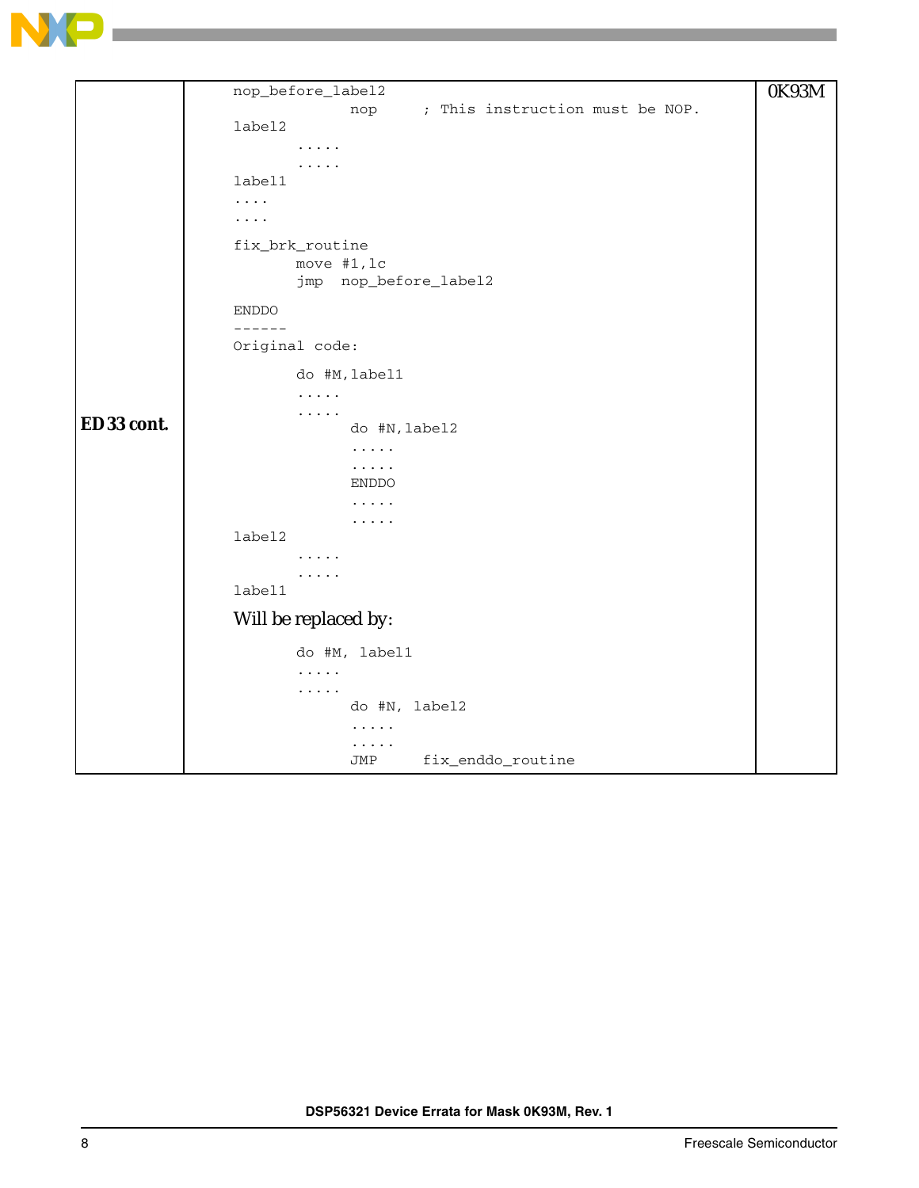| | | |
|---|---|---|
| **ED 33 cont.** | <pre>nop_before_label2<br>              nop     ; This instruction must be NOP.<br>label2<br>       .....<br>       .....<br>label1<br>....<br>....<br><br>fix_brk_routine<br>       move #1,lc<br>       jmp  nop_before_label2<br><br>ENDDO<br>------<br>Original code:<br><br>       do #M,label1<br>       .....<br>       .....<br>             do #N,label2<br>             .....<br>             .....<br>             ENDDO<br>             .....<br>             .....<br>label2<br>       .....<br>       .....<br>label1</pre>Will be replaced by:<pre>       do #M, label1<br>       .....<br>       .....<br>             do #N, label2<br>             .....<br>             .....<br>             JMP     fix_enddo_routine</pre> | 0K93M |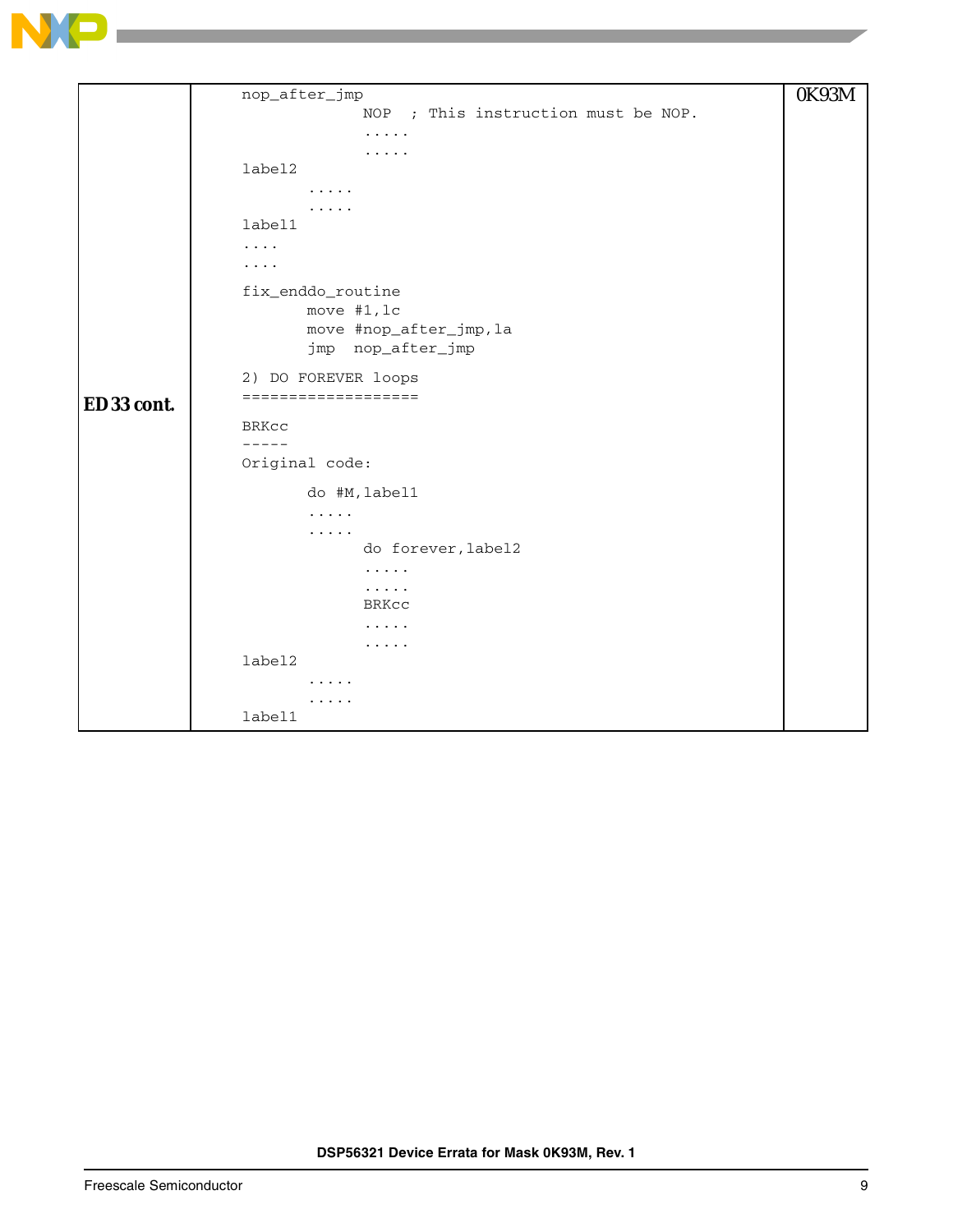| | | |
|---|---|---|
| **ED 33 cont.** | (see code below) | 0K93M |

```
nop_after_jmp
                   NOP  ; This instruction must be NOP.
                   .....
                   .....
label2
          .....
          .....
label1
....
....

fix_enddo_routine
          move #1,lc
          move #nop_after_jmp,la
          jmp  nop_after_jmp

2) DO FOREVER loops
===================

BRKcc
-----
Original code:

          do #M,label1
          .....
          .....
                   do forever,label2
                   .....
                   .....
                   BRKcc
                   .....
                   .....
label2
          .....
          .....
label1
```

DSP56321 Device Errata for Mask 0K93M, Rev. 1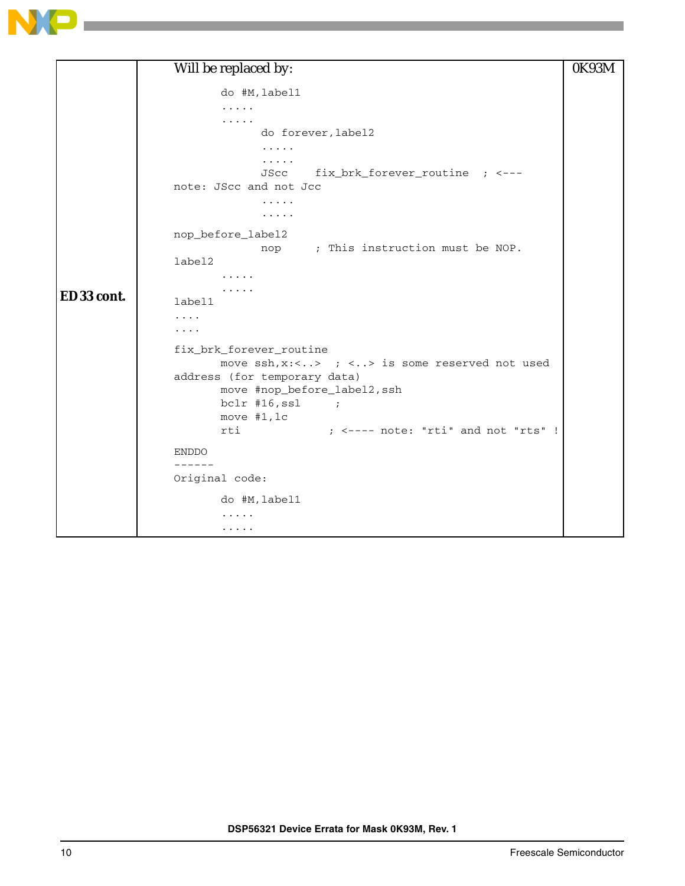| | | |
|---|---|---|
| ED 33 cont. | Will be replaced by:<br>```<br>do #M,label1<br>.....<br>.....<br>do forever,label2<br>.....<br>.....<br>JScc fix_brk_forever_routine ; <---<br>note: JScc and not Jcc<br>.....<br>.....<br>nop_before_label2<br>nop ; This instruction must be NOP.<br>label2<br>.....<br>.....<br>label1<br>....<br>....<br>fix_brk_forever_routine<br>move ssh,x:<..> ; <..> is some reserved not used<br>address (for temporary data)<br>move #nop_before_label2,ssh<br>bclr #16,ssl ;<br>move #1,lc<br>rti ; <---- note: "rti" and not "rts" !<br>ENDDO<br>------<br>Original code:<br>do #M,label1<br>.....<br>.....<br>``` | 0K93M |

```
Will be replaced by:

       do #M,label1
       .....
       .....
             do forever,label2
             .....
             .....
             JScc    fix_brk_forever_routine  ; <---
note: JScc and not Jcc
             .....
             .....

nop_before_label2
             nop     ; This instruction must be NOP.
label2
       .....
       .....
label1
....
....

fix_brk_forever_routine
       move ssh,x:<..>  ; <..> is some reserved not used
address (for temporary data)
       move #nop_before_label2,ssh
       bclr #16,ssl     ;
       move #1,lc
       rti              ; <---- note: "rti" and not "rts" !

ENDDO
------
Original code:

       do #M,label1
       .....
       .....
```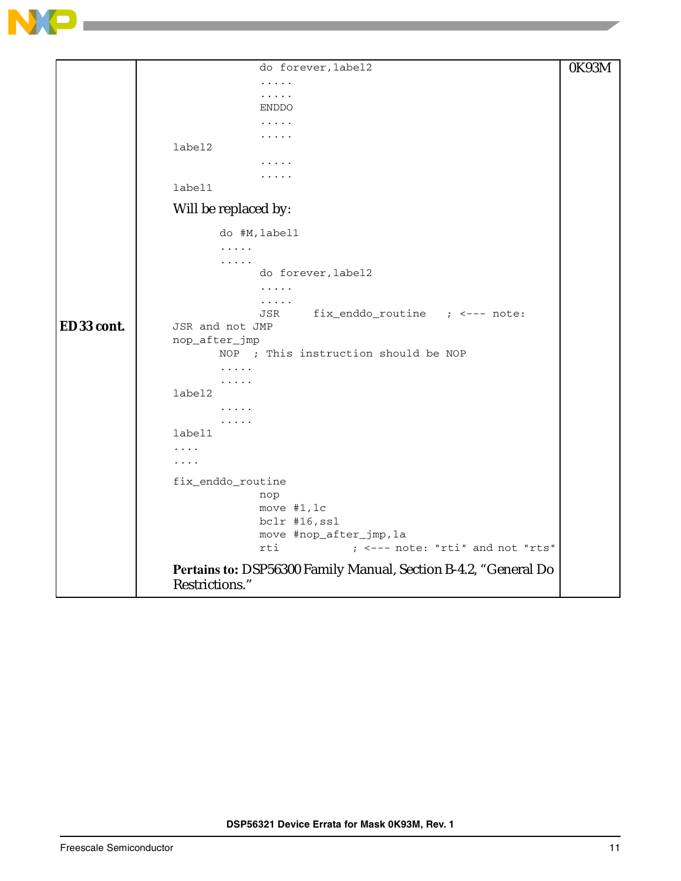| | | |
|---|---|---|
| **ED 33 cont.** | (code below) | 0K93M |

```
                    do forever,label2
                    .....
                    .....
                    ENDDO
                    .....
                    .....
label2
                    .....
                    .....
label1
```

Will be replaced by:

```
          do #M,label1
          .....
          .....
                    do forever,label2
                    .....
                    .....
                    JSR      fix_enddo_routine    ; <--- note:
JSR and not JMP
nop_after_jmp
          NOP   ; This instruction should be NOP
          .....
          .....
label2
          .....
          .....
label1
....
....
fix_enddo_routine
                    nop
                    move #1,lc
                    bclr #16,ssl
                    move #nop_after_jmp,la
                    rti              ; <--- note: "rti" and not "rts"
```

**Pertains to:** DSP56300 Family Manual, Section B-4.2, "General Do Restrictions."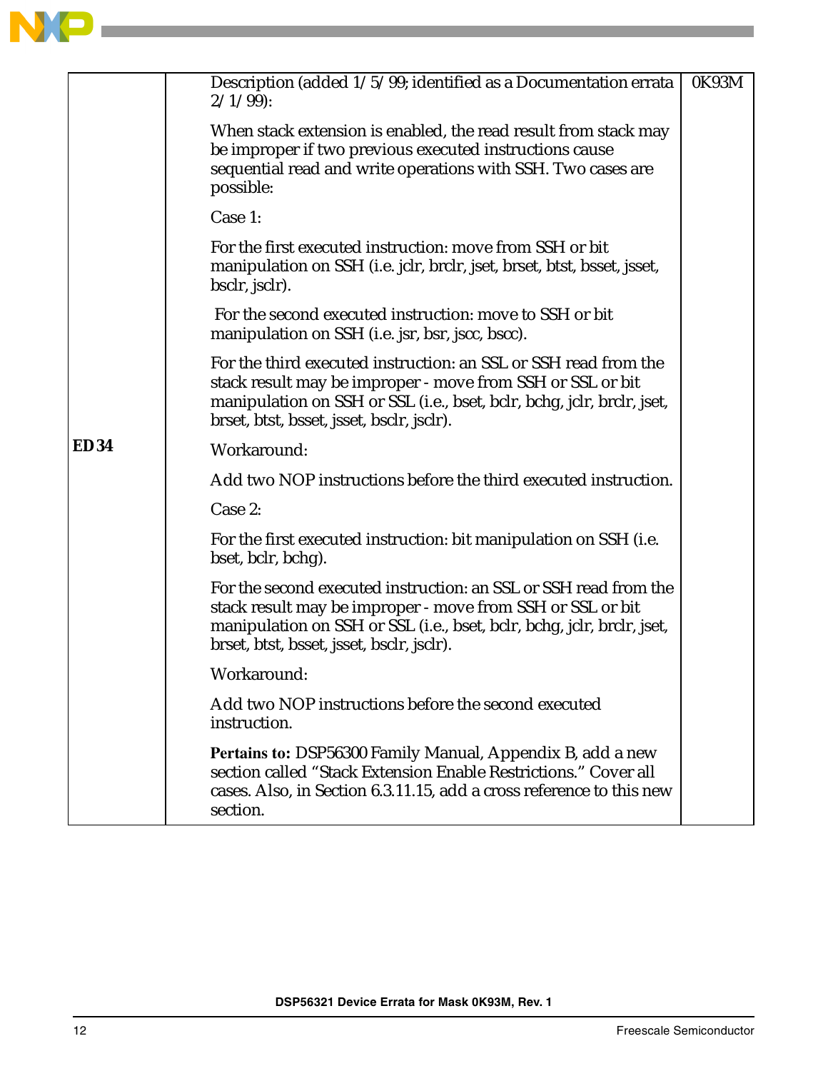| | | |
|---|---|---|
| **ED34** | Description (added 1/5/99; identified as a Documentation errata 2/1/99):<br><br>When stack extension is enabled, the read result from stack may be improper if two previous executed instructions cause sequential read and write operations with SSH. Two cases are possible:<br><br>Case 1:<br><br>For the first executed instruction: move from SSH or bit manipulation on SSH (i.e. jclr, brclr, jset, brset, btst, bsset, jsset, bsclr, jsclr).<br><br>For the second executed instruction: move to SSH or bit manipulation on SSH (i.e. jsr, bsr, jscc, bscc).<br><br>For the third executed instruction: an SSL or SSH read from the stack result may be improper - move from SSH or SSL or bit manipulation on SSH or SSL (i.e., bset, bclr, bchg, jclr, brclr, jset, brset, btst, bsset, jsset, bsclr, jsclr).<br><br>Workaround:<br><br>Add two NOP instructions before the third executed instruction.<br><br>Case 2:<br><br>For the first executed instruction: bit manipulation on SSH (i.e. bset, bclr, bchg).<br><br>For the second executed instruction: an SSL or SSH read from the stack result may be improper - move from SSH or SSL or bit manipulation on SSH or SSL (i.e., bset, bclr, bchg, jclr, brclr, jset, brset, btst, bsset, jsset, bsclr, jsclr).<br><br>Workaround:<br><br>Add two NOP instructions before the second executed instruction.<br><br>**Pertains to:** DSP56300 Family Manual, Appendix B, add a new section called "Stack Extension Enable Restrictions." Cover all cases. Also, in Section 6.3.11.15, add a cross reference to this new section. | 0K93M |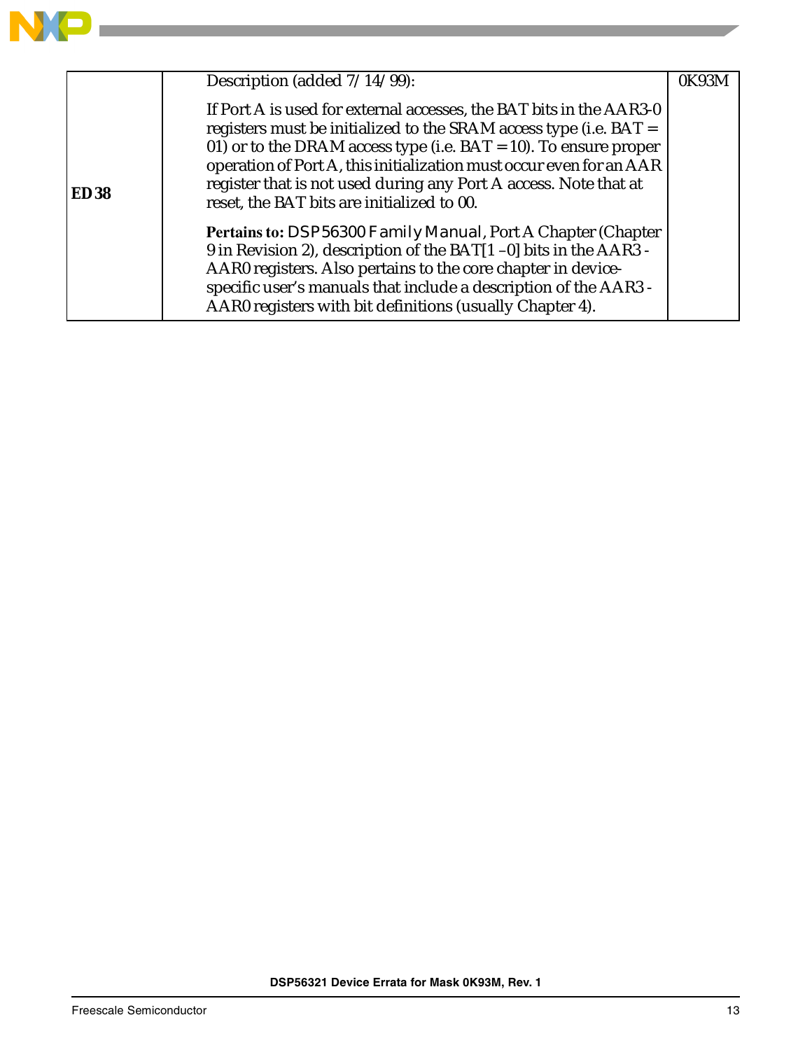| | | |
|---|---|---|
| **ED 38** | Description (added 7/14/99):<br><br>If Port A is used for external accesses, the BAT bits in the AAR3-0 registers must be initialized to the SRAM access type (i.e. BAT = 01) or to the DRAM access type (i.e. BAT = 10). To ensure proper operation of Port A, this initialization must occur even for an AAR register that is not used during any Port A access. Note that at reset, the BAT bits are initialized to 00.<br><br>**Pertains to:** *DSP56300 Family Manual*, Port A Chapter (Chapter 9 in Revision 2), description of the BAT[1–0] bits in the AAR3 - AAR0 registers. Also pertains to the core chapter in device-specific user's manuals that include a description of the AAR3 - AAR0 registers with bit definitions (usually Chapter 4). | 0K93M |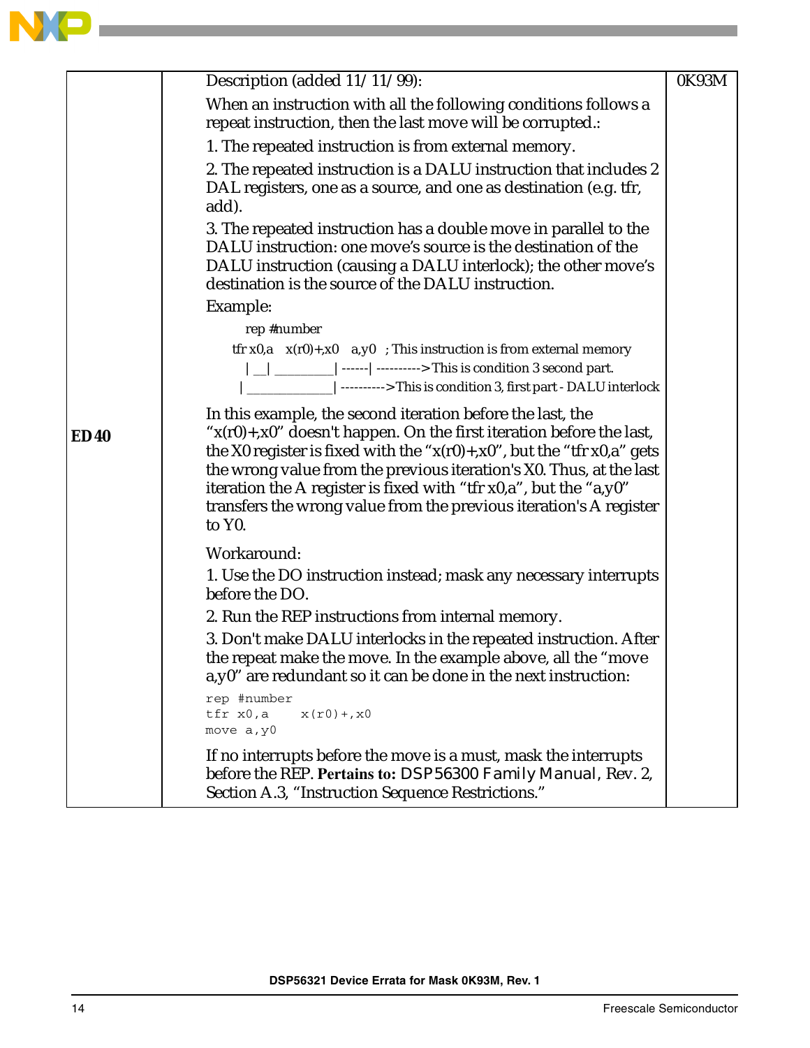| | | |
|---|---|---|
| ED40 | Description (added 11/11/99):<br><br>When an instruction with all the following conditions follows a repeat instruction, then the last move will be corrupted.:<br><br>1. The repeated instruction is from external memory.<br><br>2. The repeated instruction is a DALU instruction that includes 2 DAL registers, one as a source, and one as destination (e.g. tfr, add).<br><br>3. The repeated instruction has a double move in parallel to the DALU instruction: one move's source is the destination of the DALU instruction (causing a DALU interlock); the other move's destination is the source of the DALU instruction.<br><br>Example:<br><br>`rep #number`<br>`tfr x0,a   x(r0)+,x0   a,y0   ; This instruction is from external memory`<br>`  \|__\|  ________\| ------\| ---------->This is condition 3 second part.`<br>` \|____________\| ---------->This is condition 3, first part - DALU interlock`<br><br>In this example, the second iteration before the last, the "x(r0)+,x0" doesn't happen. On the first iteration before the last, the X0 register is fixed with the "x(r0)+,x0", but the "tfr x0,a" gets the wrong value from the previous iteration's X0. Thus, at the last iteration the A register is fixed with "tfr x0,a", but the "a,y0" transfers the wrong value from the previous iteration's A register to Y0.<br><br>Workaround:<br><br>1. Use the DO instruction instead; mask any necessary interrupts before the DO.<br><br>2. Run the REP instructions from internal memory.<br><br>3. Don't make DALU interlocks in the repeated instruction. After the repeat make the move. In the example above, all the "move a,y0" are redundant so it can be done in the next instruction:<br><br>`rep #number`<br>`tfr x0,a     x(r0)+,x0`<br>`move a,y0`<br><br>If no interrupts before the move is a must, mask the interrupts before the REP. **Pertains to:** *DSP56300 Family Manual*, Rev. 2, Section A.3, "Instruction Sequence Restrictions." | 0K93M |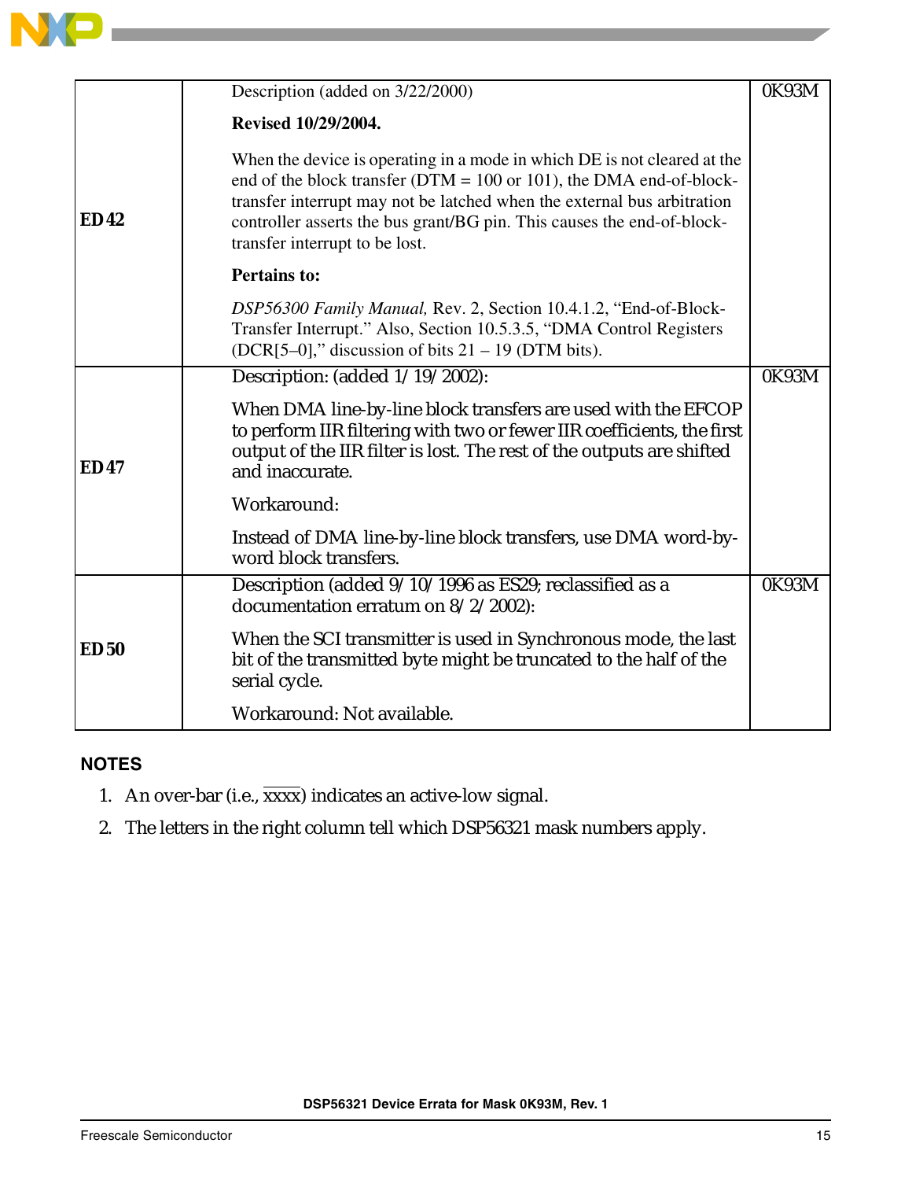| | | |
|---|---|---|
| **ED42** | Description (added on 3/22/2000)<br><br>**Revised 10/29/2004.**<br><br>When the device is operating in a mode in which DE is not cleared at the end of the block transfer (DTM = 100 or 101), the DMA end-of-block-transfer interrupt may not be latched when the external bus arbitration controller asserts the bus grant/BG pin. This causes the end-of-block-transfer interrupt to be lost.<br><br>**Pertains to:**<br><br>*DSP56300 Family Manual,* Rev. 2, Section 10.4.1.2, “End-of-Block-Transfer Interrupt.” Also, Section 10.5.3.5, “DMA Control Registers (DCR[5–0],” discussion of bits 21 – 19 (DTM bits). | 0K93M |
| **ED47** | Description: (added 1/19/2002):<br><br>When DMA line-by-line block transfers are used with the EFCOP to perform IIR filtering with two or fewer IIR coefficients, the first output of the IIR filter is lost. The rest of the outputs are shifted and inaccurate.<br><br>Workaround:<br><br>Instead of DMA line-by-line block transfers, use DMA word-by-word block transfers. | 0K93M |
| **ED50** | Description (added 9/10/1996 as ES29; reclassified as a documentation erratum on 8/2/2002):<br><br>When the SCI transmitter is used in Synchronous mode, the last bit of the transmitted byte might be truncated to the half of the serial cycle.<br><br>Workaround: Not available. | 0K93M |

## NOTES

1. An over-bar (i.e., $\overline{\text{xxxx}}$) indicates an active-low signal.
2. The letters in the right column tell which DSP56321 mask numbers apply.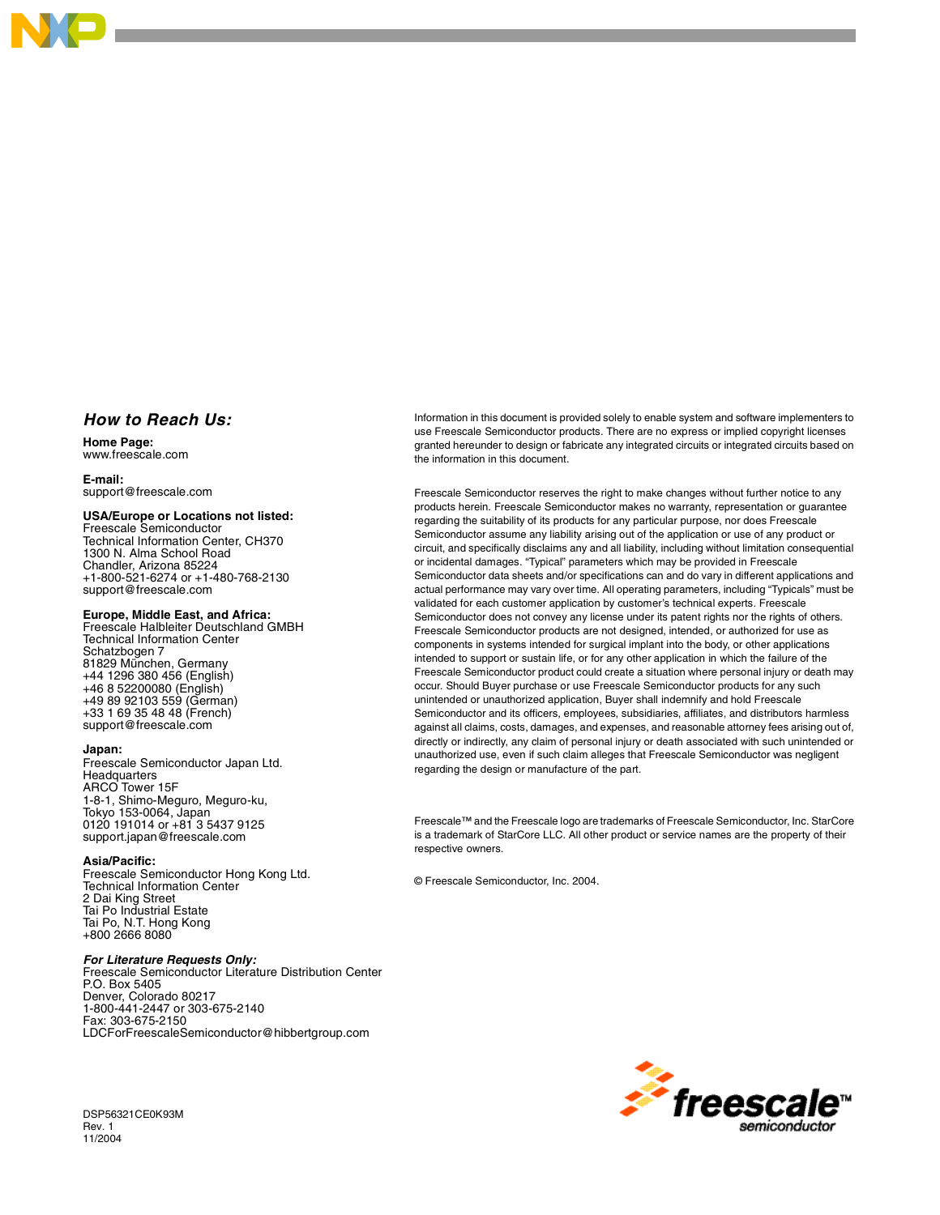## *How to Reach Us:*

**Home Page:**
www.freescale.com

**E-mail:**
support@freescale.com

**USA/Europe or Locations not listed:**
Freescale Semiconductor
Technical Information Center, CH370
1300 N. Alma School Road
Chandler, Arizona 85224
+1-800-521-6274 or +1-480-768-2130
support@freescale.com

**Europe, Middle East, and Africa:**
Freescale Halbleiter Deutschland GMBH
Technical Information Center
Schatzbogen 7
81829 München, Germany
+44 1296 380 456 (English)
+46 8 52200080 (English)
+49 89 92103 559 (German)
+33 1 69 35 48 48 (French)
support@freescale.com

**Japan:**
Freescale Semiconductor Japan Ltd.
Headquarters
ARCO Tower 15F
1-8-1, Shimo-Meguro, Meguro-ku,
Tokyo 153-0064, Japan
0120 191014 or +81 3 5437 9125
support.japan@freescale.com

**Asia/Pacific:**
Freescale Semiconductor Hong Kong Ltd.
Technical Information Center
2 Dai King Street
Tai Po Industrial Estate
Tai Po, N.T. Hong Kong
+800 2666 8080

***For Literature Requests Only:***
Freescale Semiconductor Literature Distribution Center
P.O. Box 5405
Denver, Colorado 80217
1-800-441-2447 or 303-675-2140
Fax: 303-675-2150
LDCForFreescaleSemiconductor@hibbertgroup.com

Information in this document is provided solely to enable system and software implementers to use Freescale Semiconductor products. There are no express or implied copyright licenses granted hereunder to design or fabricate any integrated circuits or integrated circuits based on the information in this document.

Freescale Semiconductor reserves the right to make changes without further notice to any products herein. Freescale Semiconductor makes no warranty, representation or guarantee regarding the suitability of its products for any particular purpose, nor does Freescale Semiconductor assume any liability arising out of the application or use of any product or circuit, and specifically disclaims any and all liability, including without limitation consequential or incidental damages. "Typical" parameters which may be provided in Freescale Semiconductor data sheets and/or specifications can and do vary in different applications and actual performance may vary over time. All operating parameters, including "Typicals" must be validated for each customer application by customer's technical experts. Freescale Semiconductor does not convey any license under its patent rights nor the rights of others. Freescale Semiconductor products are not designed, intended, or authorized for use as components in systems intended for surgical implant into the body, or other applications intended to support or sustain life, or for any other application in which the failure of the Freescale Semiconductor product could create a situation where personal injury or death may occur. Should Buyer purchase or use Freescale Semiconductor products for any such unintended or unauthorized application, Buyer shall indemnify and hold Freescale Semiconductor and its officers, employees, subsidiaries, affiliates, and distributors harmless against all claims, costs, damages, and expenses, and reasonable attorney fees arising out of, directly or indirectly, any claim of personal injury or death associated with such unintended or unauthorized use, even if such claim alleges that Freescale Semiconductor was negligent regarding the design or manufacture of the part.

Freescale™ and the Freescale logo are trademarks of Freescale Semiconductor, Inc. StarCore is a trademark of StarCore LLC. All other product or service names are the property of their respective owners.

© Freescale Semiconductor, Inc. 2004.

DSP56321CE0K93M
Rev. 1
11/2004